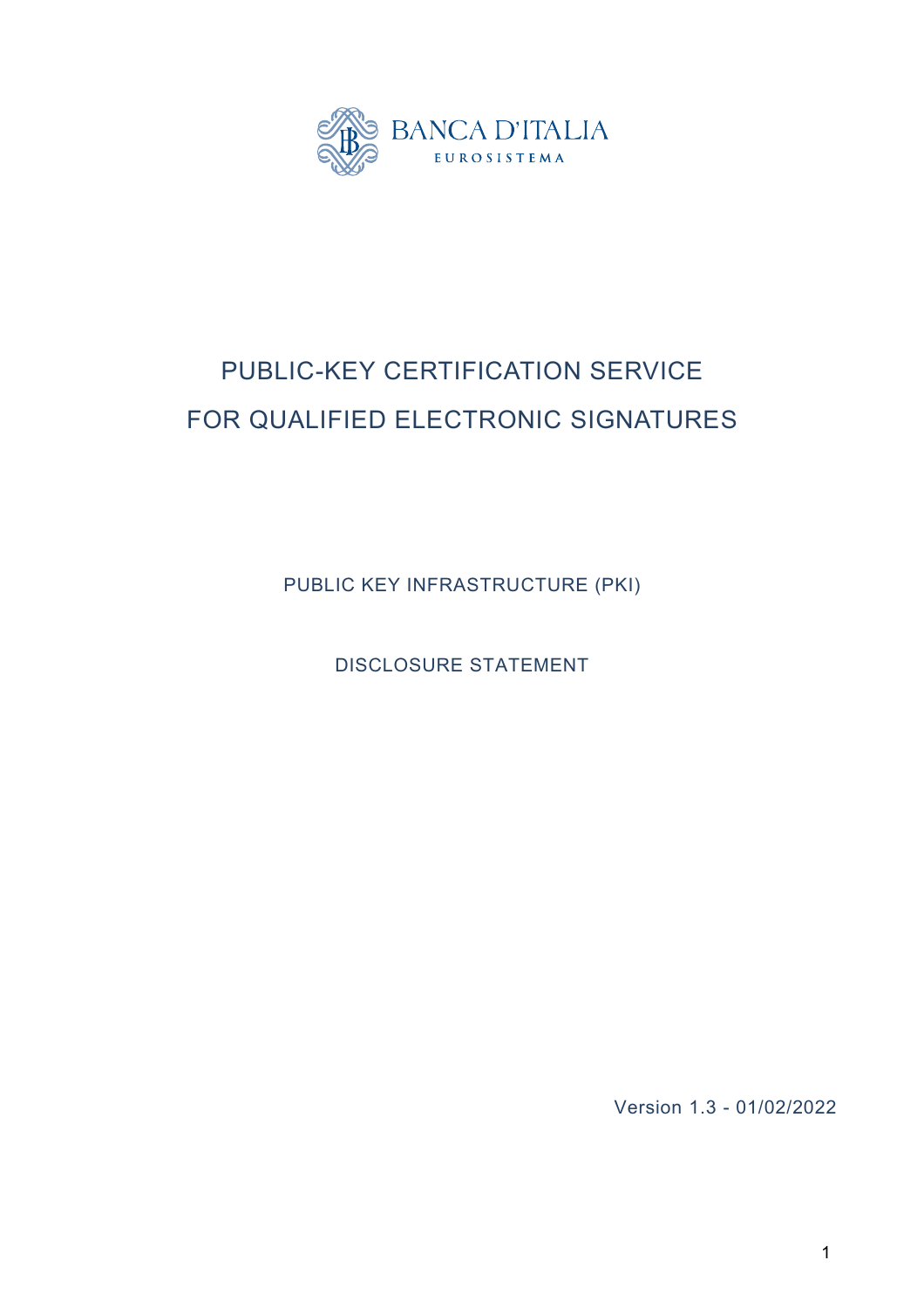BANCA D'ITALIA

EUROSISTEMA

# PUBLIC-KEY CERTIFICATION SERVICE FOR QUALIFIED ELECTRONIC SIGNATURES

PUBLIC KEY INFRASTRUCTURE (PKI)

DISCLOSURE STATEMENT

Version 1.3 - 01/02/2022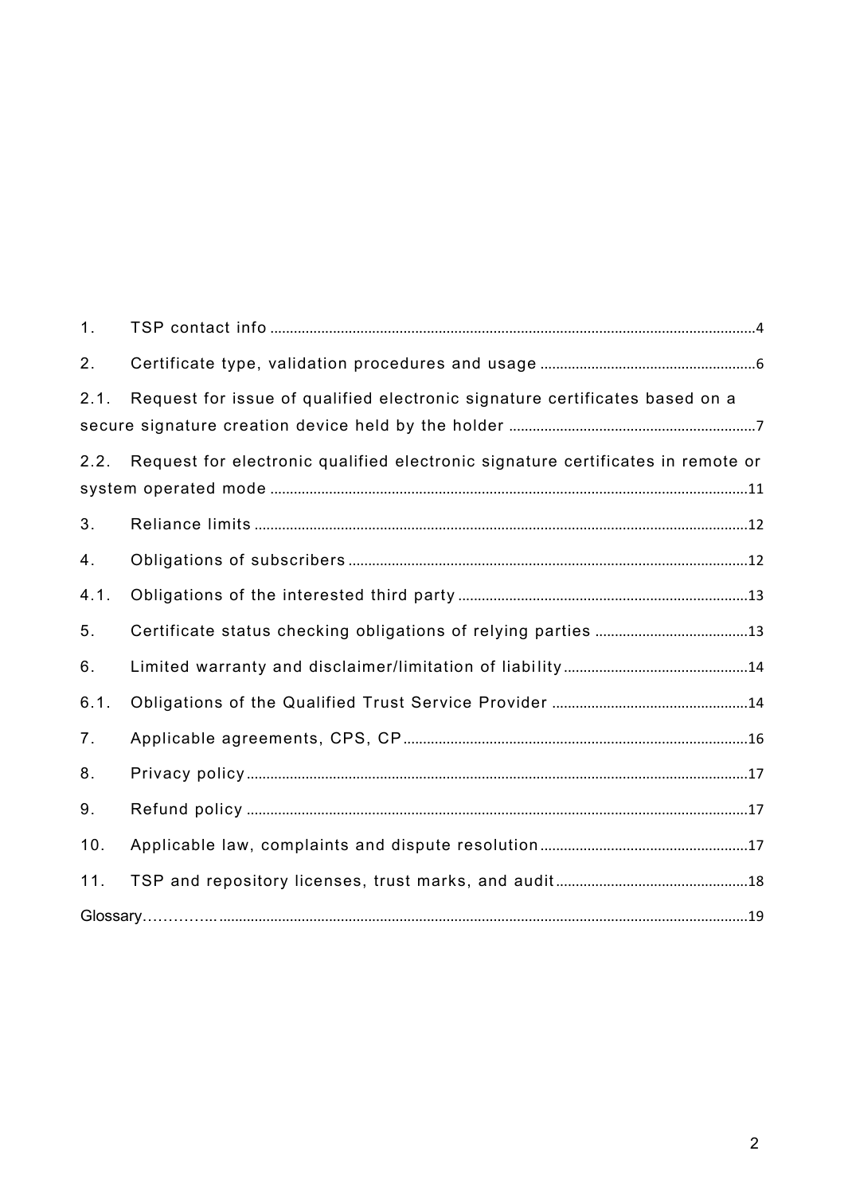1. TSP contact info .......... 4

2. Certificate type, validation procedures and usage .......... 6

2.1. Request for issue of qualified electronic signature certificates based on a secure signature creation device held by the holder .......... 7

2.2. Request for electronic qualified electronic signature certificates in remote or system operated mode .......... 11

3. Reliance limits .......... 12

4. Obligations of subscribers .......... 12

4.1. Obligations of the interested third party .......... 13

5. Certificate status checking obligations of relying parties .......... 13

6. Limited warranty and disclaimer/limitation of liability .......... 14

6.1. Obligations of the Qualified Trust Service Provider .......... 14

7. Applicable agreements, CPS, CP .......... 16

8. Privacy policy .......... 17

9. Refund policy .......... 17

10. Applicable law, complaints and dispute resolution .......... 17

11. TSP and repository licenses, trust marks, and audit .......... 18

Glossary……….. .......... 19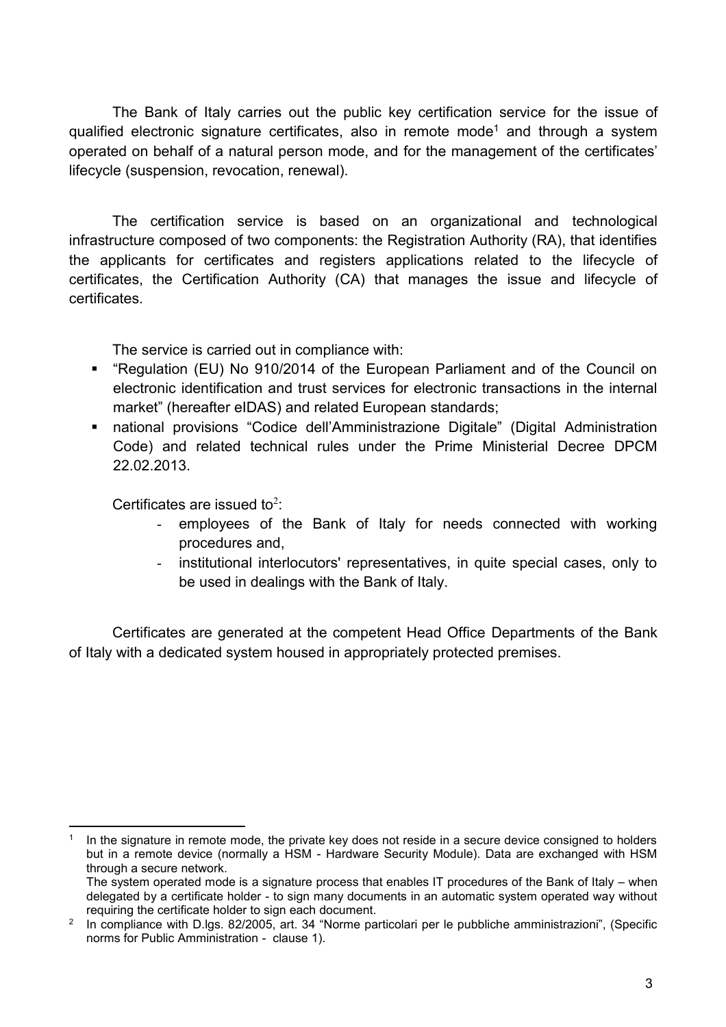The Bank of Italy carries out the public key certification service for the issue of qualified electronic signature certificates, also in remote mode[1] and through a system operated on behalf of a natural person mode, and for the management of the certificates' lifecycle (suspension, revocation, renewal).

The certification service is based on an organizational and technological infrastructure composed of two components: the Registration Authority (RA), that identifies the applicants for certificates and registers applications related to the lifecycle of certificates, the Certification Authority (CA) that manages the issue and lifecycle of certificates.

The service is carried out in compliance with:

- "Regulation (EU) No 910/2014 of the European Parliament and of the Council on electronic identification and trust services for electronic transactions in the internal market" (hereafter eIDAS) and related European standards;
- national provisions "Codice dell'Amministrazione Digitale" (Digital Administration Code) and related technical rules under the Prime Ministerial Decree DPCM 22.02.2013.

Certificates are issued to[2]:

- employees of the Bank of Italy for needs connected with working procedures and,
- institutional interlocutors' representatives, in quite special cases, only to be used in dealings with the Bank of Italy.

Certificates are generated at the competent Head Office Departments of the Bank of Italy with a dedicated system housed in appropriately protected premises.

---

[1] In the signature in remote mode, the private key does not reside in a secure device consigned to holders but in a remote device (normally a HSM - Hardware Security Module). Data are exchanged with HSM through a secure network.
The system operated mode is a signature process that enables IT procedures of the Bank of Italy – when delegated by a certificate holder - to sign many documents in an automatic system operated way without requiring the certificate holder to sign each document.

[2] In compliance with D.lgs. 82/2005, art. 34 "Norme particolari per le pubbliche amministrazioni", (Specific norms for Public Amministration - clause 1).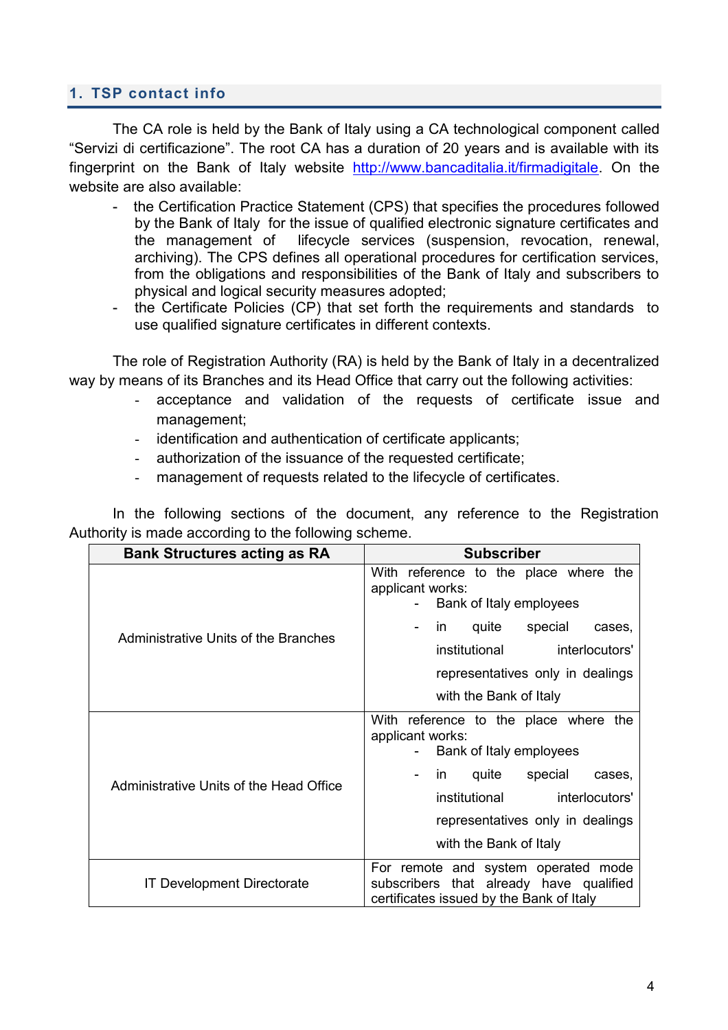## 1. TSP contact info

The CA role is held by the Bank of Italy using a CA technological component called "Servizi di certificazione". The root CA has a duration of 20 years and is available with its fingerprint on the Bank of Italy website http://www.bancaditalia.it/firmadigitale. On the website are also available:

- the Certification Practice Statement (CPS) that specifies the procedures followed by the Bank of Italy for the issue of qualified electronic signature certificates and the management of lifecycle services (suspension, revocation, renewal, archiving). The CPS defines all operational procedures for certification services, from the obligations and responsibilities of the Bank of Italy and subscribers to physical and logical security measures adopted;
- the Certificate Policies (CP) that set forth the requirements and standards to use qualified signature certificates in different contexts.

The role of Registration Authority (RA) is held by the Bank of Italy in a decentralized way by means of its Branches and its Head Office that carry out the following activities:

- acceptance and validation of the requests of certificate issue and management;
- identification and authentication of certificate applicants;
- authorization of the issuance of the requested certificate;
- management of requests related to the lifecycle of certificates.

In the following sections of the document, any reference to the Registration Authority is made according to the following scheme.

| Bank Structures acting as RA | Subscriber |
|---|---|
| Administrative Units of the Branches | With reference to the place where the applicant works:<br>- Bank of Italy employees<br>- in quite special cases, institutional interlocutors' representatives only in dealings with the Bank of Italy |
| Administrative Units of the Head Office | With reference to the place where the applicant works:<br>- Bank of Italy employees<br>- in quite special cases, institutional interlocutors' representatives only in dealings with the Bank of Italy |
| IT Development Directorate | For remote and system operated mode subscribers that already have qualified certificates issued by the Bank of Italy |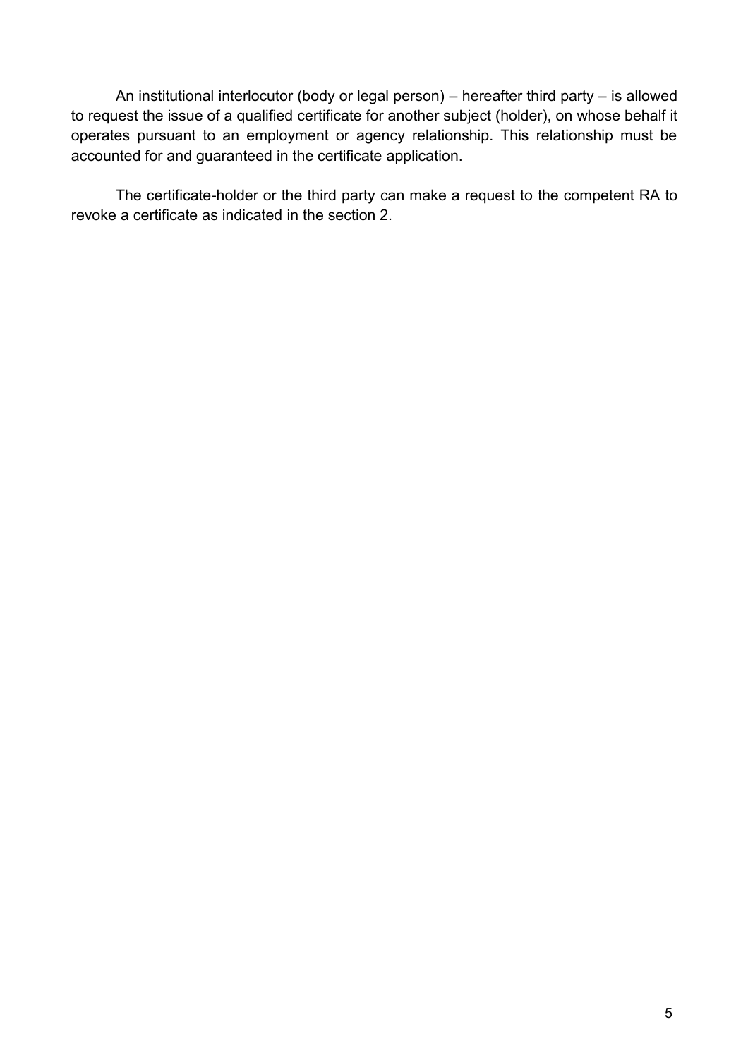An institutional interlocutor (body or legal person) – hereafter third party – is allowed to request the issue of a qualified certificate for another subject (holder), on whose behalf it operates pursuant to an employment or agency relationship. This relationship must be accounted for and guaranteed in the certificate application.

The certificate-holder or the third party can make a request to the competent RA to revoke a certificate as indicated in the section 2.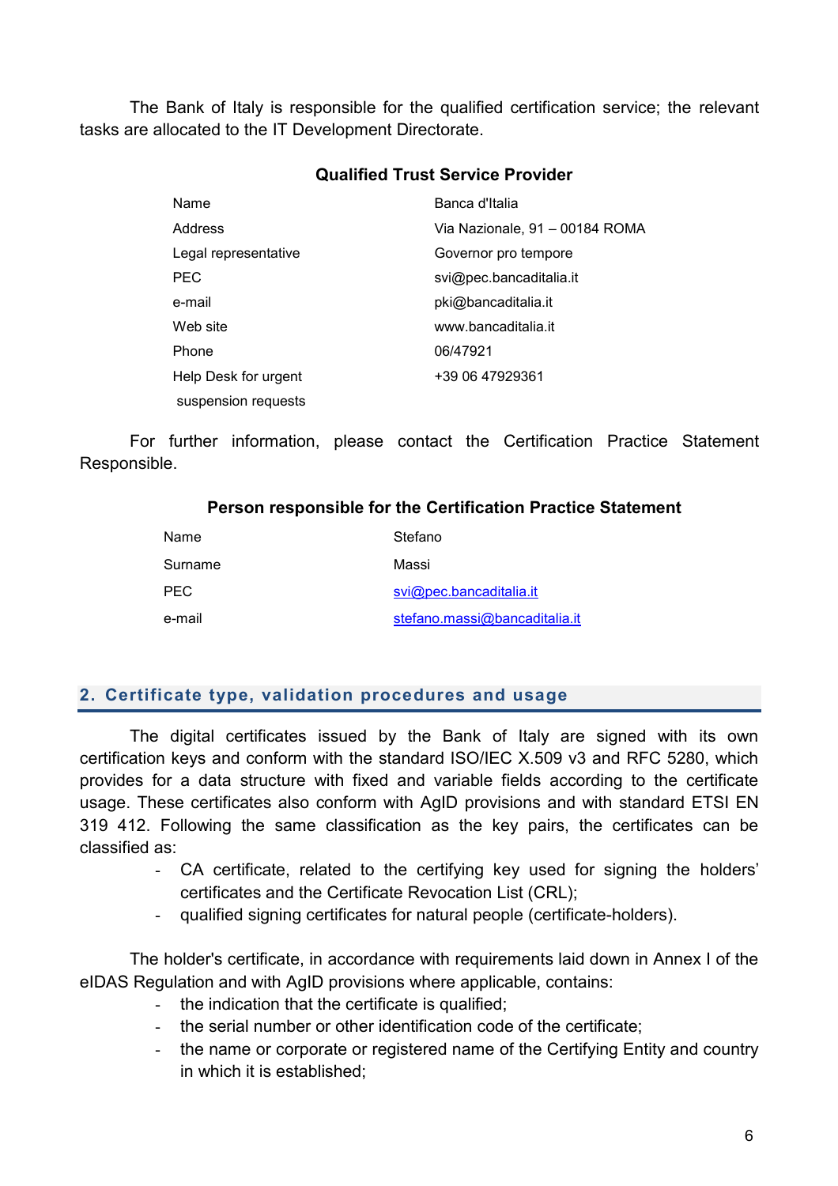The Bank of Italy is responsible for the qualified certification service; the relevant tasks are allocated to the IT Development Directorate.

**Qualified Trust Service Provider**

| | |
|---|---|
| Name | Banca d'Italia |
| Address | Via Nazionale, 91 – 00184 ROMA |
| Legal representative | Governor pro tempore |
| PEC | svi@pec.bancaditalia.it |
| e-mail | pki@bancaditalia.it |
| Web site | www.bancaditalia.it |
| Phone | 06/47921 |
| Help Desk for urgent suspension requests | +39 06 47929361 |

For further information, please contact the Certification Practice Statement Responsible.

**Person responsible for the Certification Practice Statement**

| | |
|---|---|
| Name | Stefano |
| Surname | Massi |
| PEC | svi@pec.bancaditalia.it |
| e-mail | stefano.massi@bancaditalia.it |

## 2. Certificate type, validation procedures and usage

The digital certificates issued by the Bank of Italy are signed with its own certification keys and conform with the standard ISO/IEC X.509 v3 and RFC 5280, which provides for a data structure with fixed and variable fields according to the certificate usage. These certificates also conform with AgID provisions and with standard ETSI EN 319 412. Following the same classification as the key pairs, the certificates can be classified as:

- CA certificate, related to the certifying key used for signing the holders' certificates and the Certificate Revocation List (CRL);
- qualified signing certificates for natural people (certificate-holders).

The holder's certificate, in accordance with requirements laid down in Annex I of the eIDAS Regulation and with AgID provisions where applicable, contains:

- the indication that the certificate is qualified;
- the serial number or other identification code of the certificate;
- the name or corporate or registered name of the Certifying Entity and country in which it is established;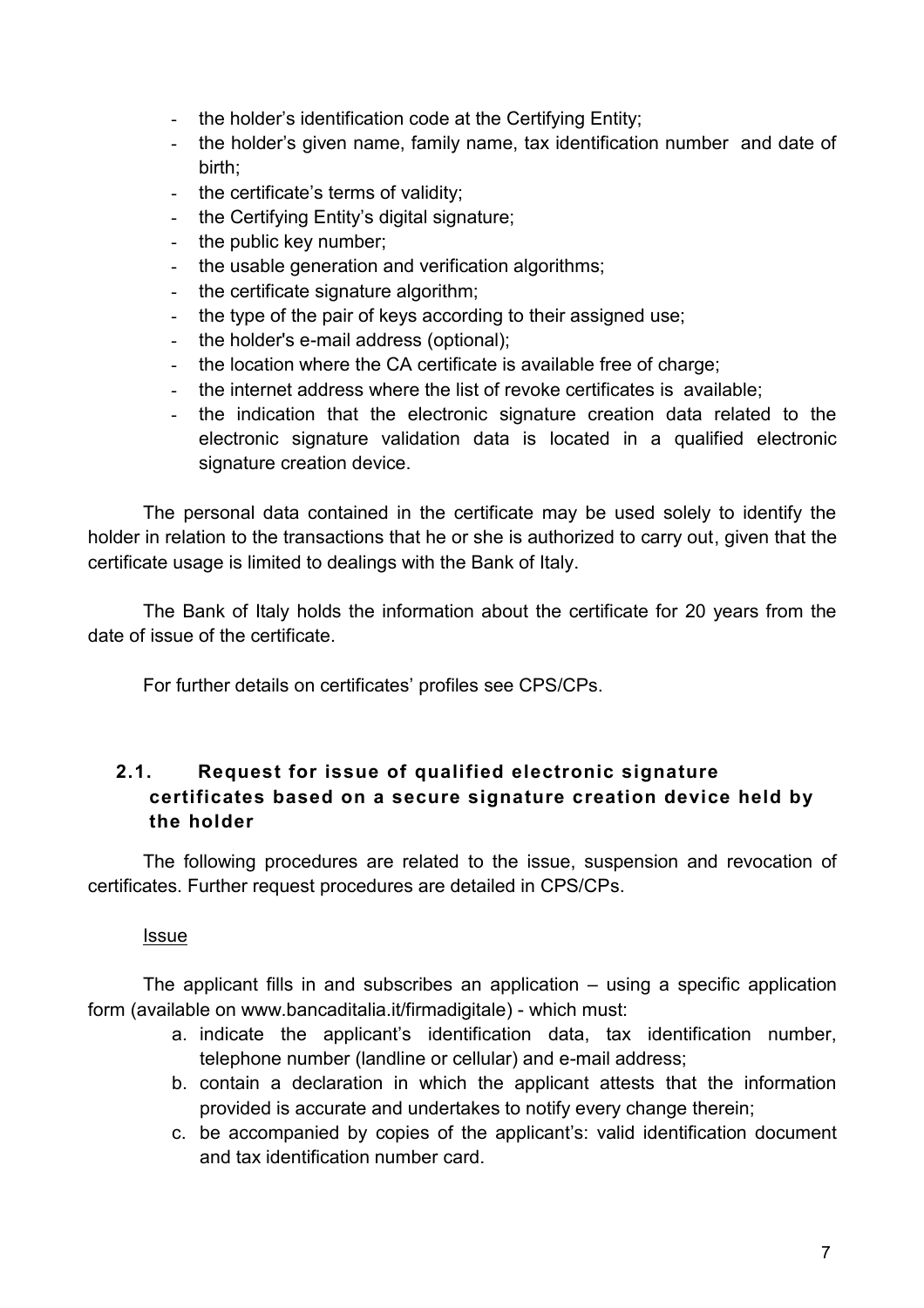- the holder's identification code at the Certifying Entity;
- the holder's given name, family name, tax identification number and date of birth;
- the certificate's terms of validity;
- the Certifying Entity's digital signature;
- the public key number;
- the usable generation and verification algorithms;
- the certificate signature algorithm;
- the type of the pair of keys according to their assigned use;
- the holder's e-mail address (optional);
- the location where the CA certificate is available free of charge;
- the internet address where the list of revoke certificates is available;
- the indication that the electronic signature creation data related to the electronic signature validation data is located in a qualified electronic signature creation device.

The personal data contained in the certificate may be used solely to identify the holder in relation to the transactions that he or she is authorized to carry out, given that the certificate usage is limited to dealings with the Bank of Italy.

The Bank of Italy holds the information about the certificate for 20 years from the date of issue of the certificate.

For further details on certificates' profiles see CPS/CPs.

### 2.1. Request for issue of qualified electronic signature certificates based on a secure signature creation device held by the holder

The following procedures are related to the issue, suspension and revocation of certificates. Further request procedures are detailed in CPS/CPs.

Issue

The applicant fills in and subscribes an application – using a specific application form (available on www.bancaditalia.it/firmadigitale) - which must:

a. indicate the applicant's identification data, tax identification number, telephone number (landline or cellular) and e-mail address;
b. contain a declaration in which the applicant attests that the information provided is accurate and undertakes to notify every change therein;
c. be accompanied by copies of the applicant's: valid identification document and tax identification number card.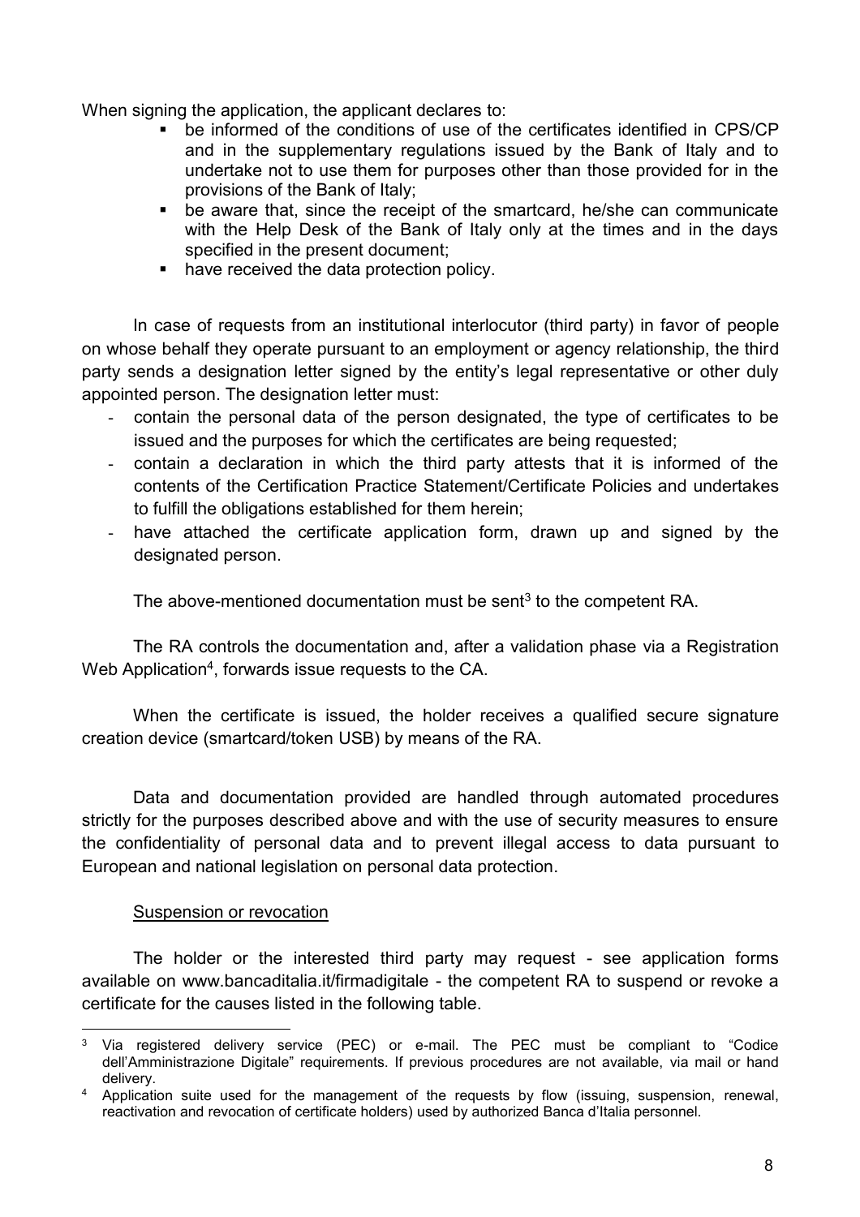When signing the application, the applicant declares to:

- be informed of the conditions of use of the certificates identified in CPS/CP and in the supplementary regulations issued by the Bank of Italy and to undertake not to use them for purposes other than those provided for in the provisions of the Bank of Italy;
- be aware that, since the receipt of the smartcard, he/she can communicate with the Help Desk of the Bank of Italy only at the times and in the days specified in the present document;
- have received the data protection policy.

In case of requests from an institutional interlocutor (third party) in favor of people on whose behalf they operate pursuant to an employment or agency relationship, the third party sends a designation letter signed by the entity's legal representative or other duly appointed person. The designation letter must:

- contain the personal data of the person designated, the type of certificates to be issued and the purposes for which the certificates are being requested;
- contain a declaration in which the third party attests that it is informed of the contents of the Certification Practice Statement/Certificate Policies and undertakes to fulfill the obligations established for them herein;
- have attached the certificate application form, drawn up and signed by the designated person.

The above-mentioned documentation must be sent[3] to the competent RA.

The RA controls the documentation and, after a validation phase via a Registration Web Application[4], forwards issue requests to the CA.

When the certificate is issued, the holder receives a qualified secure signature creation device (smartcard/token USB) by means of the RA.

Data and documentation provided are handled through automated procedures strictly for the purposes described above and with the use of security measures to ensure the confidentiality of personal data and to prevent illegal access to data pursuant to European and national legislation on personal data protection.

Suspension or revocation

The holder or the interested third party may request - see application forms available on www.bancaditalia.it/firmadigitale - the competent RA to suspend or revoke a certificate for the causes listed in the following table.

[3] Via registered delivery service (PEC) or e-mail. The PEC must be compliant to "Codice dell'Amministrazione Digitale" requirements. If previous procedures are not available, via mail or hand delivery.

[4] Application suite used for the management of the requests by flow (issuing, suspension, renewal, reactivation and revocation of certificate holders) used by authorized Banca d'Italia personnel.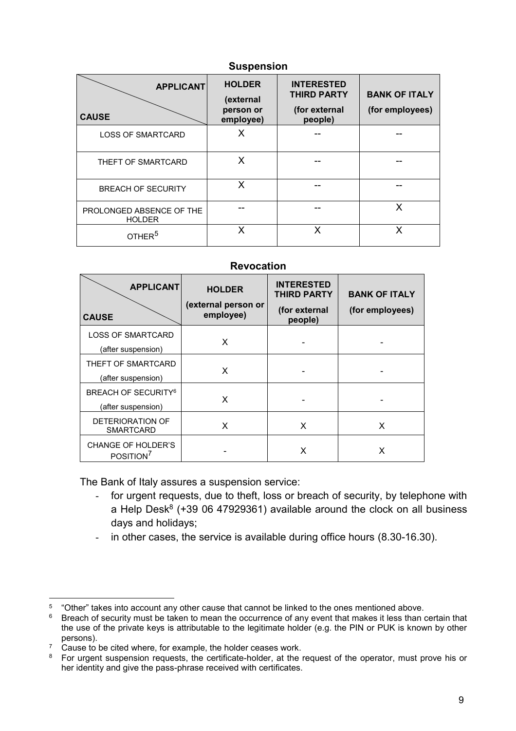**Suspension**

| APPLICANT / CAUSE | HOLDER (external person or employee) | INTERESTED THIRD PARTY (for external people) | BANK OF ITALY (for employees) |
|---|---|---|---|
| LOSS OF SMARTCARD | X | -- | -- |
| THEFT OF SMARTCARD | X | -- | -- |
| BREACH OF SECURITY | X | -- | -- |
| PROLONGED ABSENCE OF THE HOLDER | -- | -- | X |
| OTHER[5] | X | X | X |

**Revocation**

| APPLICANT / CAUSE | HOLDER (external person or employee) | INTERESTED THIRD PARTY (for external people) | BANK OF ITALY (for employees) |
|---|---|---|---|
| LOSS OF SMARTCARD (after suspension) | X | - | - |
| THEFT OF SMARTCARD (after suspension) | X | - | - |
| BREACH OF SECURITY[6] (after suspension) | X | - | - |
| DETERIORATION OF SMARTCARD | X | X | X |
| CHANGE OF HOLDER'S POSITION[7] | - | X | X |

The Bank of Italy assures a suspension service:

- for urgent requests, due to theft, loss or breach of security, by telephone with a Help Desk[8] (+39 06 47929361) available around the clock on all business days and holidays;
- in other cases, the service is available during office hours (8.30-16.30).

---

[5] "Other" takes into account any other cause that cannot be linked to the ones mentioned above.

[6] Breach of security must be taken to mean the occurrence of any event that makes it less than certain that the use of the private keys is attributable to the legitimate holder (e.g. the PIN or PUK is known by other persons).

[7] Cause to be cited where, for example, the holder ceases work.

[8] For urgent suspension requests, the certificate-holder, at the request of the operator, must prove his or her identity and give the pass-phrase received with certificates.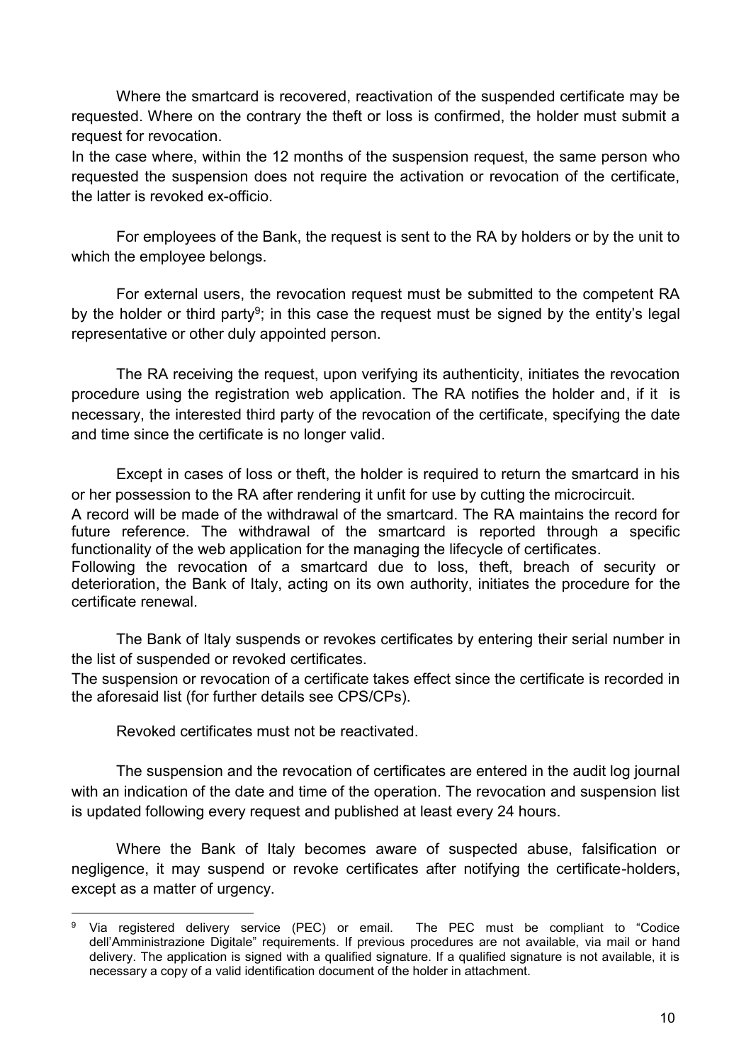Where the smartcard is recovered, reactivation of the suspended certificate may be requested. Where on the contrary the theft or loss is confirmed, the holder must submit a request for revocation.

In the case where, within the 12 months of the suspension request, the same person who requested the suspension does not require the activation or revocation of the certificate, the latter is revoked ex-officio.

For employees of the Bank, the request is sent to the RA by holders or by the unit to which the employee belongs.

For external users, the revocation request must be submitted to the competent RA by the holder or third party[9]; in this case the request must be signed by the entity's legal representative or other duly appointed person.

The RA receiving the request, upon verifying its authenticity, initiates the revocation procedure using the registration web application. The RA notifies the holder and, if it is necessary, the interested third party of the revocation of the certificate, specifying the date and time since the certificate is no longer valid.

Except in cases of loss or theft, the holder is required to return the smartcard in his or her possession to the RA after rendering it unfit for use by cutting the microcircuit.

A record will be made of the withdrawal of the smartcard. The RA maintains the record for future reference. The withdrawal of the smartcard is reported through a specific functionality of the web application for the managing the lifecycle of certificates.

Following the revocation of a smartcard due to loss, theft, breach of security or deterioration, the Bank of Italy, acting on its own authority, initiates the procedure for the certificate renewal.

The Bank of Italy suspends or revokes certificates by entering their serial number in the list of suspended or revoked certificates.

The suspension or revocation of a certificate takes effect since the certificate is recorded in the aforesaid list (for further details see CPS/CPs).

Revoked certificates must not be reactivated.

The suspension and the revocation of certificates are entered in the audit log journal with an indication of the date and time of the operation. The revocation and suspension list is updated following every request and published at least every 24 hours.

Where the Bank of Italy becomes aware of suspected abuse, falsification or negligence, it may suspend or revoke certificates after notifying the certificate-holders, except as a matter of urgency.

---

[9] Via registered delivery service (PEC) or email. The PEC must be compliant to "Codice dell'Amministrazione Digitale" requirements. If previous procedures are not available, via mail or hand delivery. The application is signed with a qualified signature. If a qualified signature is not available, it is necessary a copy of a valid identification document of the holder in attachment.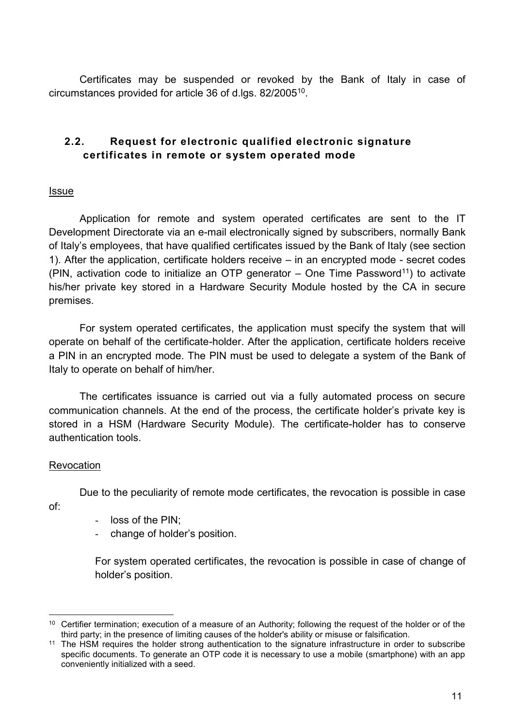Certificates may be suspended or revoked by the Bank of Italy in case of circumstances provided for article 36 of d.lgs. 82/2005[10].

## 2.2. Request for electronic qualified electronic signature certificates in remote or system operated mode

<u>Issue</u>

Application for remote and system operated certificates are sent to the IT Development Directorate via an e-mail electronically signed by subscribers, normally Bank of Italy's employees, that have qualified certificates issued by the Bank of Italy (see section 1). After the application, certificate holders receive – in an encrypted mode - secret codes (PIN, activation code to initialize an OTP generator – One Time Password[11]) to activate his/her private key stored in a Hardware Security Module hosted by the CA in secure premises.

For system operated certificates, the application must specify the system that will operate on behalf of the certificate-holder. After the application, certificate holders receive a PIN in an encrypted mode. The PIN must be used to delegate a system of the Bank of Italy to operate on behalf of him/her.

The certificates issuance is carried out via a fully automated process on secure communication channels. At the end of the process, the certificate holder's private key is stored in a HSM (Hardware Security Module). The certificate-holder has to conserve authentication tools.

<u>Revocation</u>

Due to the peculiarity of remote mode certificates, the revocation is possible in case of:

- loss of the PIN;
- change of holder's position.

For system operated certificates, the revocation is possible in case of change of holder's position.

---

[10] Certifier termination; execution of a measure of an Authority; following the request of the holder or of the third party; in the presence of limiting causes of the holder's ability or misuse or falsification.

[11] The HSM requires the holder strong authentication to the signature infrastructure in order to subscribe specific documents. To generate an OTP code it is necessary to use a mobile (smartphone) with an app conveniently initialized with a seed.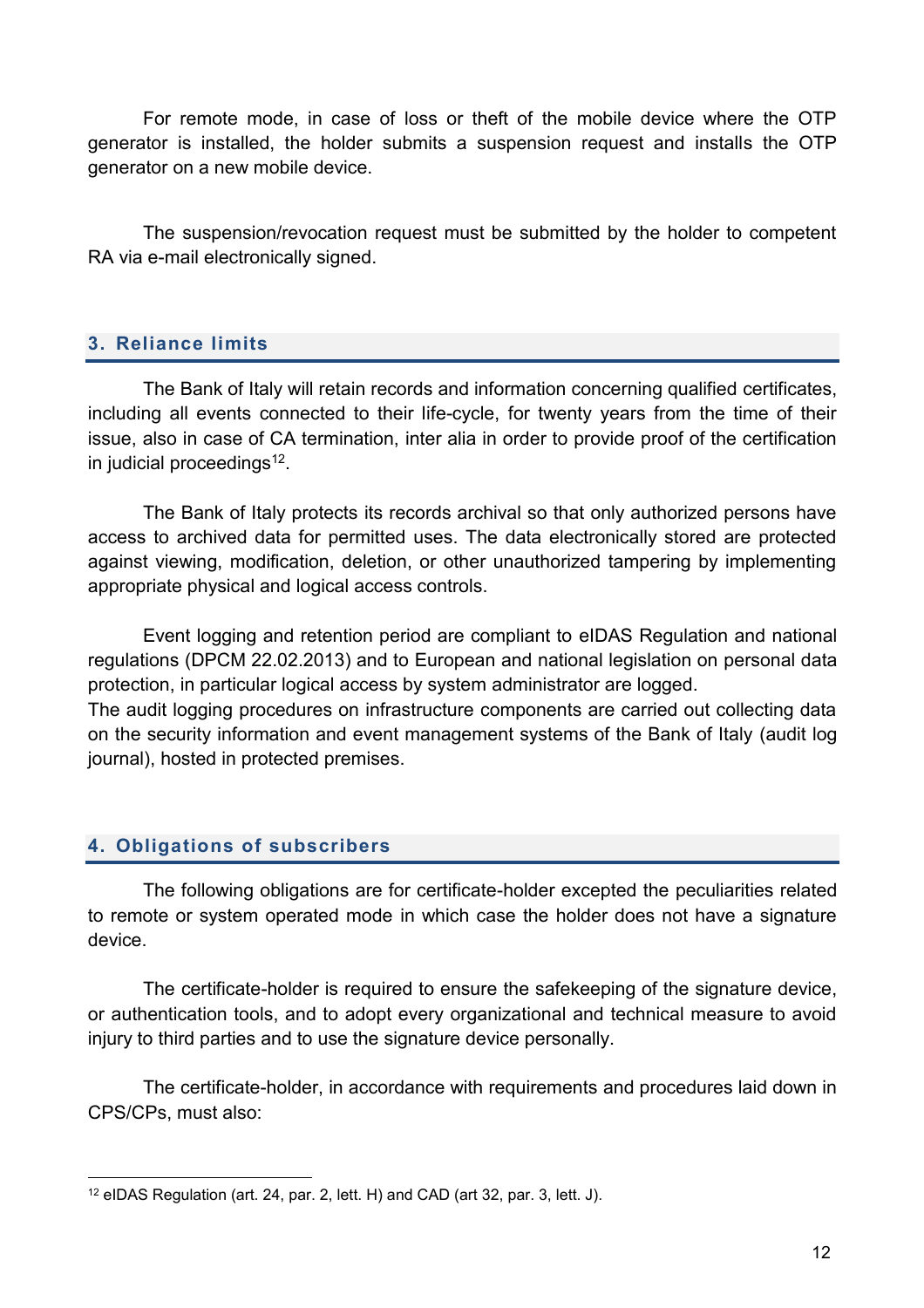For remote mode, in case of loss or theft of the mobile device where the OTP generator is installed, the holder submits a suspension request and installs the OTP generator on a new mobile device.

The suspension/revocation request must be submitted by the holder to competent RA via e-mail electronically signed.

## 3. Reliance limits

The Bank of Italy will retain records and information concerning qualified certificates, including all events connected to their life-cycle, for twenty years from the time of their issue, also in case of CA termination, inter alia in order to provide proof of the certification in judicial proceedings[12].

The Bank of Italy protects its records archival so that only authorized persons have access to archived data for permitted uses. The data electronically stored are protected against viewing, modification, deletion, or other unauthorized tampering by implementing appropriate physical and logical access controls.

Event logging and retention period are compliant to eIDAS Regulation and national regulations (DPCM 22.02.2013) and to European and national legislation on personal data protection, in particular logical access by system administrator are logged.
The audit logging procedures on infrastructure components are carried out collecting data on the security information and event management systems of the Bank of Italy (audit log journal), hosted in protected premises.

## 4. Obligations of subscribers

The following obligations are for certificate-holder excepted the peculiarities related to remote or system operated mode in which case the holder does not have a signature device.

The certificate-holder is required to ensure the safekeeping of the signature device, or authentication tools, and to adopt every organizational and technical measure to avoid injury to third parties and to use the signature device personally.

The certificate-holder, in accordance with requirements and procedures laid down in CPS/CPs, must also:

[12] eIDAS Regulation (art. 24, par. 2, lett. H) and CAD (art 32, par. 3, lett. J).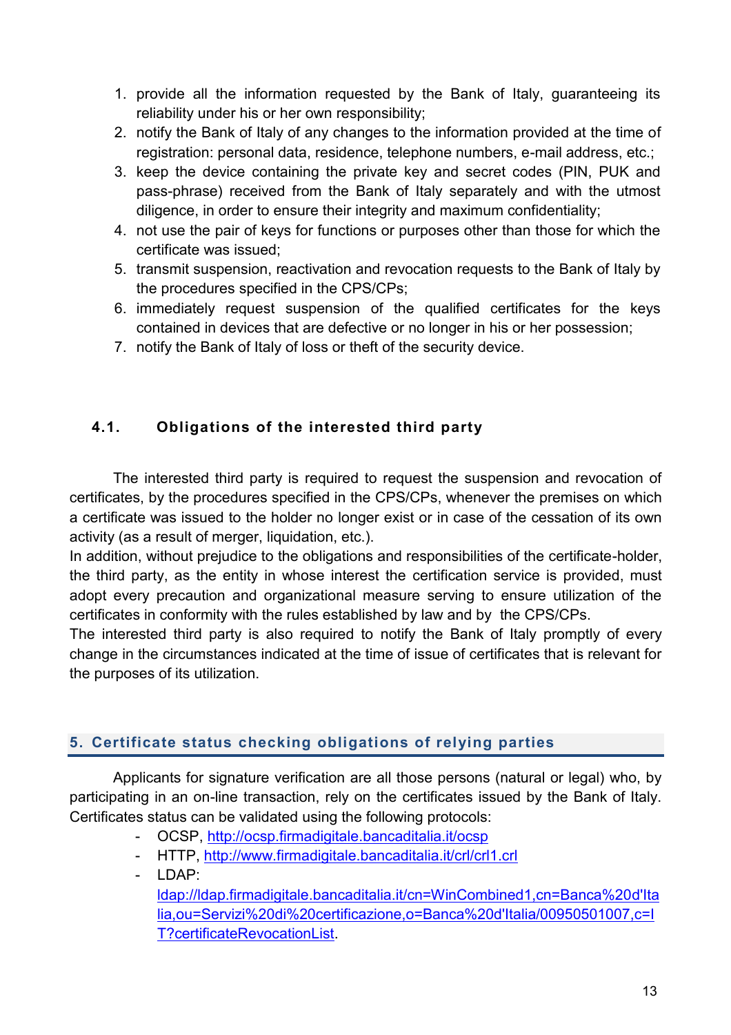1. provide all the information requested by the Bank of Italy, guaranteeing its reliability under his or her own responsibility;
2. notify the Bank of Italy of any changes to the information provided at the time of registration: personal data, residence, telephone numbers, e-mail address, etc.;
3. keep the device containing the private key and secret codes (PIN, PUK and pass-phrase) received from the Bank of Italy separately and with the utmost diligence, in order to ensure their integrity and maximum confidentiality;
4. not use the pair of keys for functions or purposes other than those for which the certificate was issued;
5. transmit suspension, reactivation and revocation requests to the Bank of Italy by the procedures specified in the CPS/CPs;
6. immediately request suspension of the qualified certificates for the keys contained in devices that are defective or no longer in his or her possession;
7. notify the Bank of Italy of loss or theft of the security device.

### 4.1. Obligations of the interested third party

The interested third party is required to request the suspension and revocation of certificates, by the procedures specified in the CPS/CPs, whenever the premises on which a certificate was issued to the holder no longer exist or in case of the cessation of its own activity (as a result of merger, liquidation, etc.).
In addition, without prejudice to the obligations and responsibilities of the certificate-holder, the third party, as the entity in whose interest the certification service is provided, must adopt every precaution and organizational measure serving to ensure utilization of the certificates in conformity with the rules established by law and by the CPS/CPs.
The interested third party is also required to notify the Bank of Italy promptly of every change in the circumstances indicated at the time of issue of certificates that is relevant for the purposes of its utilization.

## 5. Certificate status checking obligations of relying parties

Applicants for signature verification are all those persons (natural or legal) who, by participating in an on-line transaction, rely on the certificates issued by the Bank of Italy. Certificates status can be validated using the following protocols:

- OCSP, http://ocsp.firmadigitale.bancaditalia.it/ocsp
- HTTP, http://www.firmadigitale.bancaditalia.it/crl/crl1.crl
- LDAP: ldap://ldap.firmadigitale.bancaditalia.it/cn=WinCombined1,cn=Banca%20d'Italia,ou=Servizi%20di%20certificazione,o=Banca%20d'Italia/00950501007,c=IT?certificateRevocationList.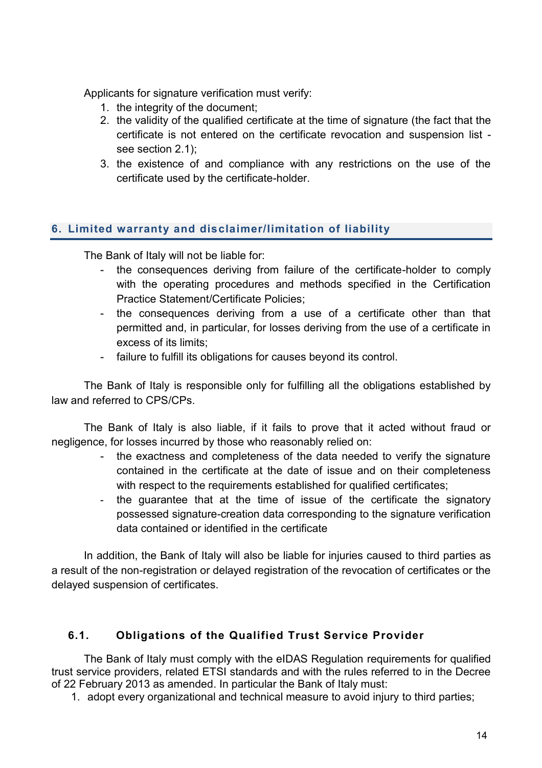Applicants for signature verification must verify:

1. the integrity of the document;
2. the validity of the qualified certificate at the time of signature (the fact that the certificate is not entered on the certificate revocation and suspension list - see section 2.1);
3. the existence of and compliance with any restrictions on the use of the certificate used by the certificate-holder.

## 6. Limited warranty and disclaimer/limitation of liability

The Bank of Italy will not be liable for:

- the consequences deriving from failure of the certificate-holder to comply with the operating procedures and methods specified in the Certification Practice Statement/Certificate Policies;
- the consequences deriving from a use of a certificate other than that permitted and, in particular, for losses deriving from the use of a certificate in excess of its limits;
- failure to fulfill its obligations for causes beyond its control.

The Bank of Italy is responsible only for fulfilling all the obligations established by law and referred to CPS/CPs.

The Bank of Italy is also liable, if it fails to prove that it acted without fraud or negligence, for losses incurred by those who reasonably relied on:

- the exactness and completeness of the data needed to verify the signature contained in the certificate at the date of issue and on their completeness with respect to the requirements established for qualified certificates;
- the guarantee that at the time of issue of the certificate the signatory possessed signature-creation data corresponding to the signature verification data contained or identified in the certificate

In addition, the Bank of Italy will also be liable for injuries caused to third parties as a result of the non-registration or delayed registration of the revocation of certificates or the delayed suspension of certificates.

### 6.1. Obligations of the Qualified Trust Service Provider

The Bank of Italy must comply with the eIDAS Regulation requirements for qualified trust service providers, related ETSI standards and with the rules referred to in the Decree of 22 February 2013 as amended. In particular the Bank of Italy must:

1. adopt every organizational and technical measure to avoid injury to third parties;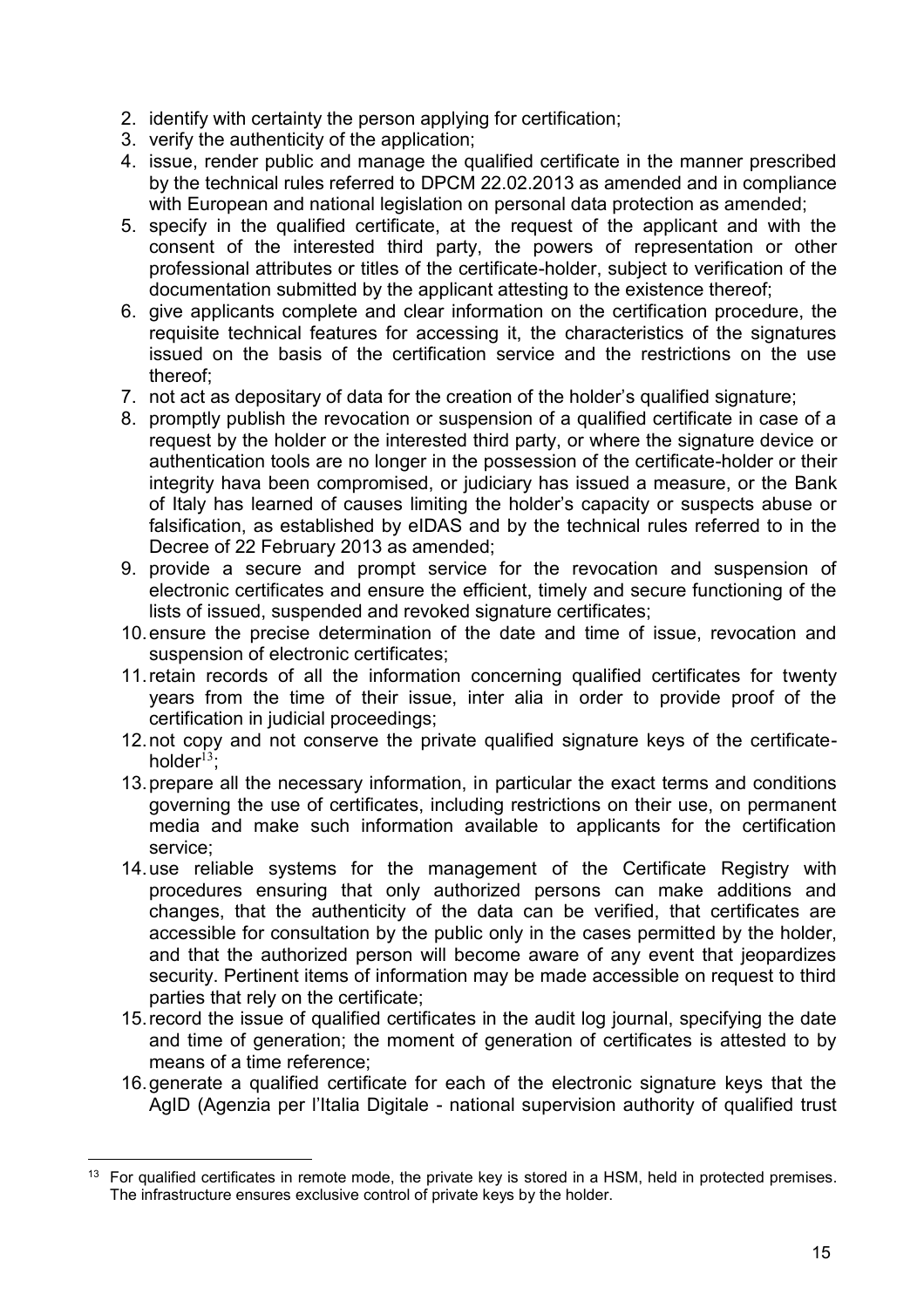2. identify with certainty the person applying for certification;
3. verify the authenticity of the application;
4. issue, render public and manage the qualified certificate in the manner prescribed by the technical rules referred to DPCM 22.02.2013 as amended and in compliance with European and national legislation on personal data protection as amended;
5. specify in the qualified certificate, at the request of the applicant and with the consent of the interested third party, the powers of representation or other professional attributes or titles of the certificate-holder, subject to verification of the documentation submitted by the applicant attesting to the existence thereof;
6. give applicants complete and clear information on the certification procedure, the requisite technical features for accessing it, the characteristics of the signatures issued on the basis of the certification service and the restrictions on the use thereof;
7. not act as depositary of data for the creation of the holder's qualified signature;
8. promptly publish the revocation or suspension of a qualified certificate in case of a request by the holder or the interested third party, or where the signature device or authentication tools are no longer in the possession of the certificate-holder or their integrity hava been compromised, or judiciary has issued a measure, or the Bank of Italy has learned of causes limiting the holder's capacity or suspects abuse or falsification, as established by eIDAS and by the technical rules referred to in the Decree of 22 February 2013 as amended;
9. provide a secure and prompt service for the revocation and suspension of electronic certificates and ensure the efficient, timely and secure functioning of the lists of issued, suspended and revoked signature certificates;
10. ensure the precise determination of the date and time of issue, revocation and suspension of electronic certificates;
11. retain records of all the information concerning qualified certificates for twenty years from the time of their issue, inter alia in order to provide proof of the certification in judicial proceedings;
12. not copy and not conserve the private qualified signature keys of the certificate-holder[13];
13. prepare all the necessary information, in particular the exact terms and conditions governing the use of certificates, including restrictions on their use, on permanent media and make such information available to applicants for the certification service;
14. use reliable systems for the management of the Certificate Registry with procedures ensuring that only authorized persons can make additions and changes, that the authenticity of the data can be verified, that certificates are accessible for consultation by the public only in the cases permitted by the holder, and that the authorized person will become aware of any event that jeopardizes security. Pertinent items of information may be made accessible on request to third parties that rely on the certificate;
15. record the issue of qualified certificates in the audit log journal, specifying the date and time of generation; the moment of generation of certificates is attested to by means of a time reference;
16. generate a qualified certificate for each of the electronic signature keys that the AgID (Agenzia per l'Italia Digitale - national supervision authority of qualified trust

[13] For qualified certificates in remote mode, the private key is stored in a HSM, held in protected premises. The infrastructure ensures exclusive control of private keys by the holder.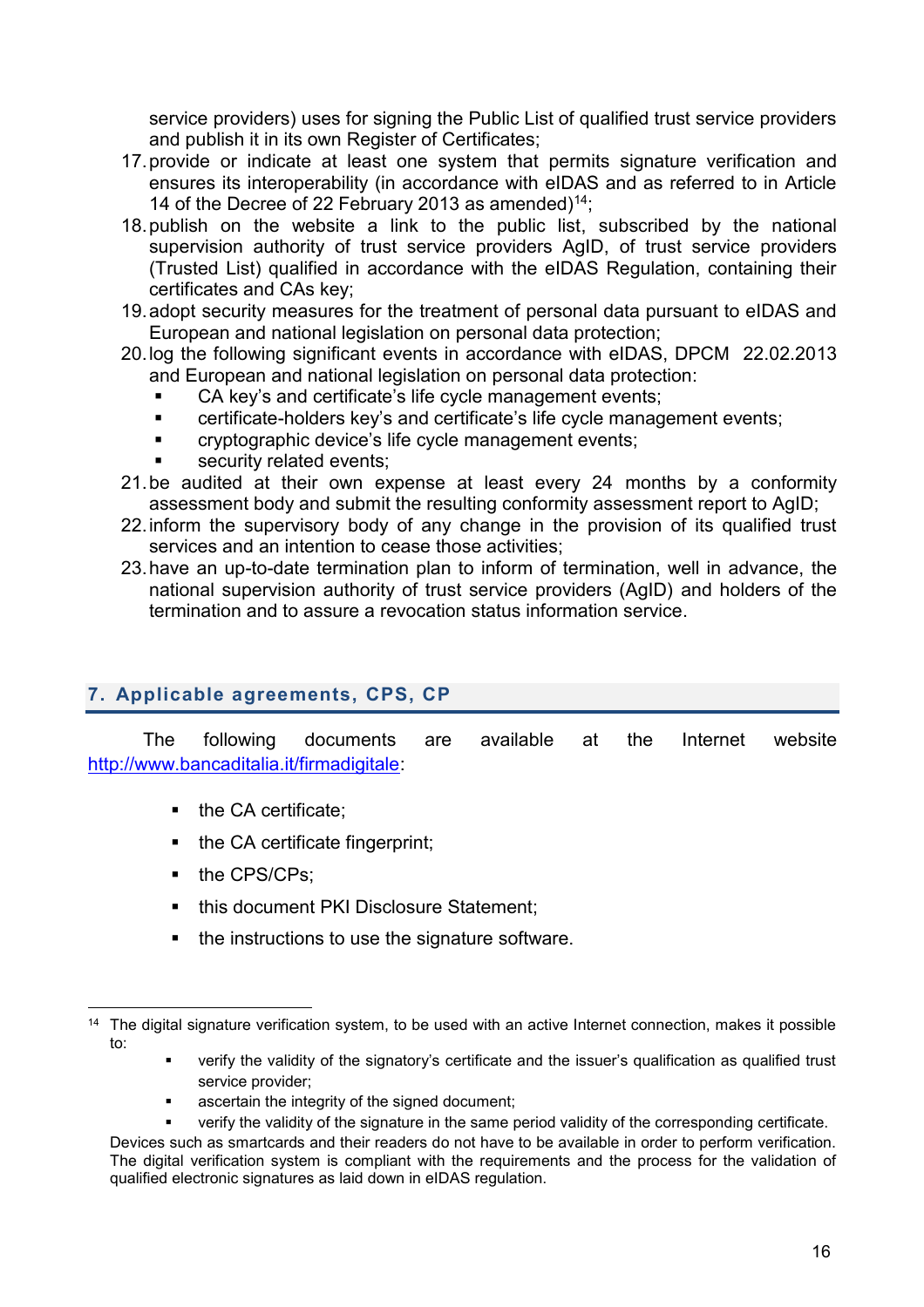service providers) uses for signing the Public List of qualified trust service providers and publish it in its own Register of Certificates;

17. provide or indicate at least one system that permits signature verification and ensures its interoperability (in accordance with eIDAS and as referred to in Article 14 of the Decree of 22 February 2013 as amended)[14];
18. publish on the website a link to the public list, subscribed by the national supervision authority of trust service providers AgID, of trust service providers (Trusted List) qualified in accordance with the eIDAS Regulation, containing their certificates and CAs key;
19. adopt security measures for the treatment of personal data pursuant to eIDAS and European and national legislation on personal data protection;
20. log the following significant events in accordance with eIDAS, DPCM 22.02.2013 and European and national legislation on personal data protection:
    - CA key's and certificate's life cycle management events;
    - certificate-holders key's and certificate's life cycle management events;
    - cryptographic device's life cycle management events;
    - security related events;
21. be audited at their own expense at least every 24 months by a conformity assessment body and submit the resulting conformity assessment report to AgID;
22. inform the supervisory body of any change in the provision of its qualified trust services and an intention to cease those activities;
23. have an up-to-date termination plan to inform of termination, well in advance, the national supervision authority of trust service providers (AgID) and holders of the termination and to assure a revocation status information service.

## 7. Applicable agreements, CPS, CP

The following documents are available at the Internet website http://www.bancaditalia.it/firmadigitale:

- the CA certificate;
- the CA certificate fingerprint;
- the CPS/CPs;
- this document PKI Disclosure Statement;
- the instructions to use the signature software.

---

[14] The digital signature verification system, to be used with an active Internet connection, makes it possible to:

- verify the validity of the signatory's certificate and the issuer's qualification as qualified trust service provider;
- ascertain the integrity of the signed document;
- verify the validity of the signature in the same period validity of the corresponding certificate.

Devices such as smartcards and their readers do not have to be available in order to perform verification. The digital verification system is compliant with the requirements and the process for the validation of qualified electronic signatures as laid down in eIDAS regulation.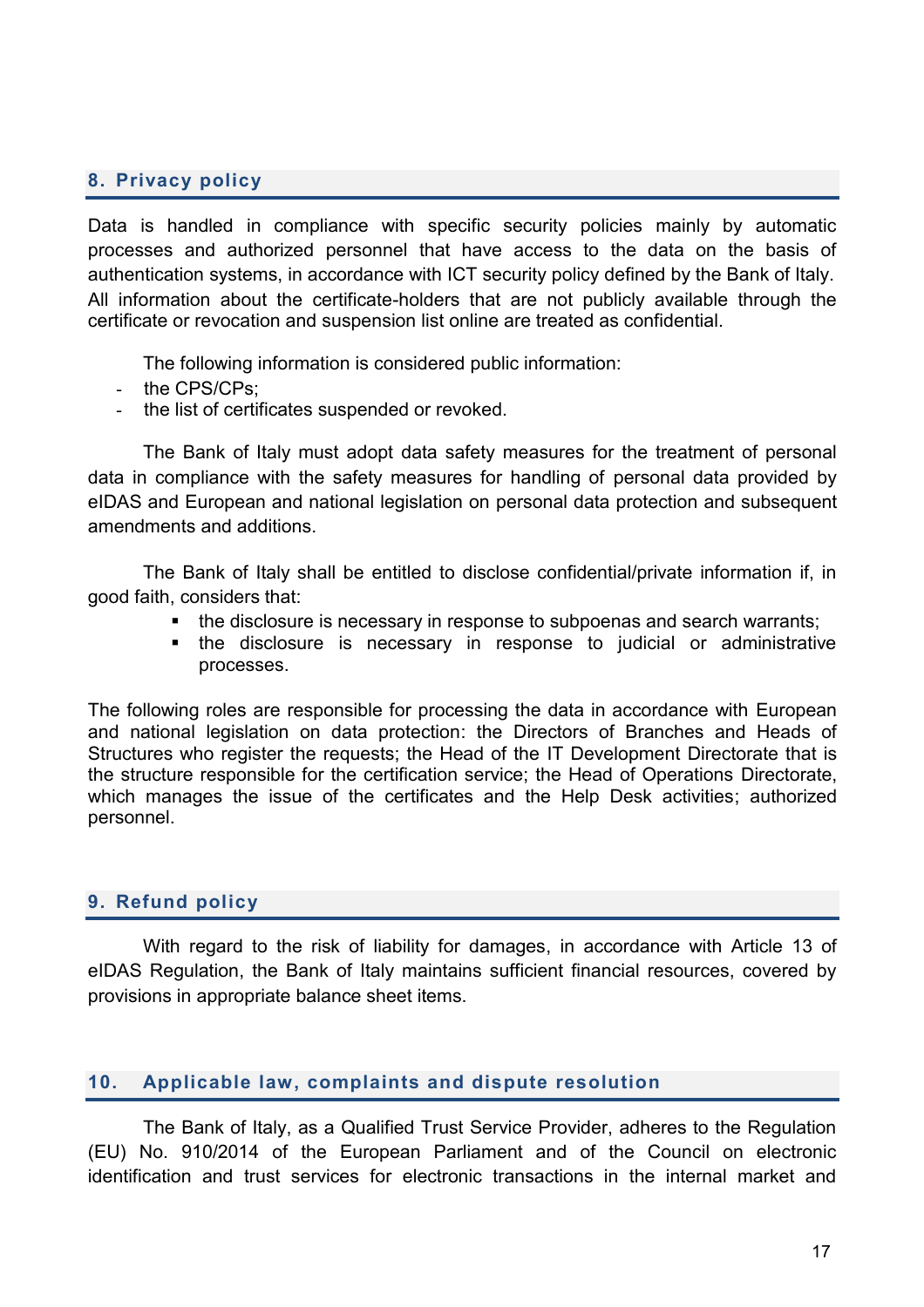## 8. Privacy policy

Data is handled in compliance with specific security policies mainly by automatic processes and authorized personnel that have access to the data on the basis of authentication systems, in accordance with ICT security policy defined by the Bank of Italy. All information about the certificate-holders that are not publicly available through the certificate or revocation and suspension list online are treated as confidential.

The following information is considered public information:

- the CPS/CPs;
- the list of certificates suspended or revoked.

The Bank of Italy must adopt data safety measures for the treatment of personal data in compliance with the safety measures for handling of personal data provided by eIDAS and European and national legislation on personal data protection and subsequent amendments and additions.

The Bank of Italy shall be entitled to disclose confidential/private information if, in good faith, considers that:

- the disclosure is necessary in response to subpoenas and search warrants;
- the disclosure is necessary in response to judicial or administrative processes.

The following roles are responsible for processing the data in accordance with European and national legislation on data protection: the Directors of Branches and Heads of Structures who register the requests; the Head of the IT Development Directorate that is the structure responsible for the certification service; the Head of Operations Directorate, which manages the issue of the certificates and the Help Desk activities; authorized personnel.

## 9. Refund policy

With regard to the risk of liability for damages, in accordance with Article 13 of eIDAS Regulation, the Bank of Italy maintains sufficient financial resources, covered by provisions in appropriate balance sheet items.

## 10. Applicable law, complaints and dispute resolution

The Bank of Italy, as a Qualified Trust Service Provider, adheres to the Regulation (EU) No. 910/2014 of the European Parliament and of the Council on electronic identification and trust services for electronic transactions in the internal market and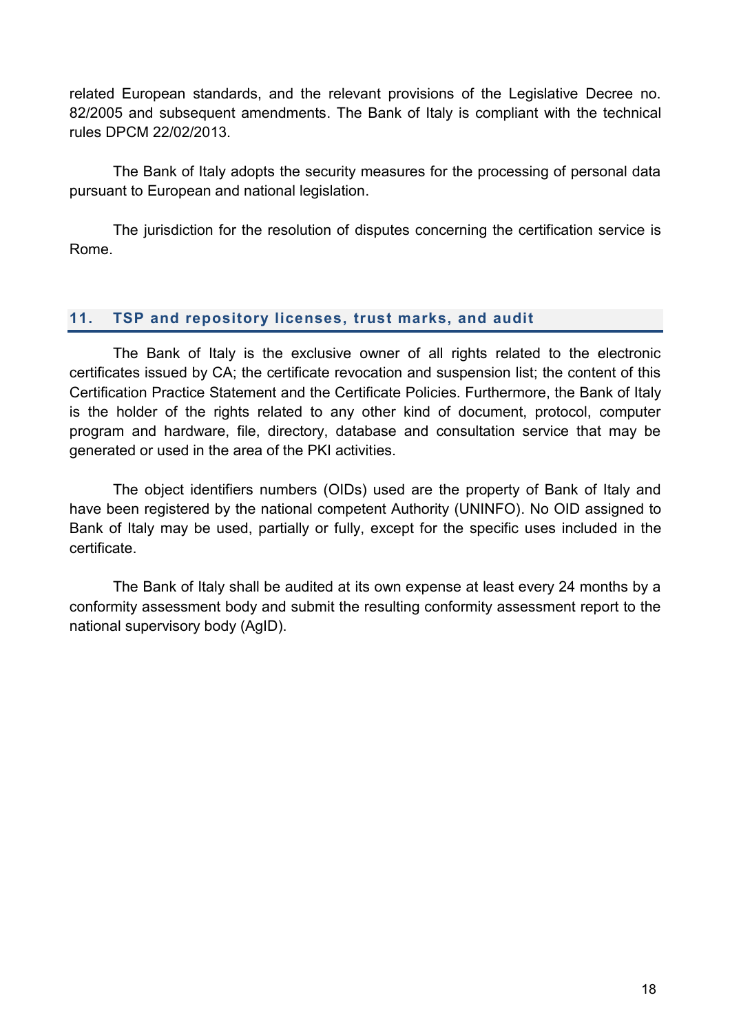related European standards, and the relevant provisions of the Legislative Decree no. 82/2005 and subsequent amendments. The Bank of Italy is compliant with the technical rules DPCM 22/02/2013.

The Bank of Italy adopts the security measures for the processing of personal data pursuant to European and national legislation.

The jurisdiction for the resolution of disputes concerning the certification service is Rome.

## 11. TSP and repository licenses, trust marks, and audit

The Bank of Italy is the exclusive owner of all rights related to the electronic certificates issued by CA; the certificate revocation and suspension list; the content of this Certification Practice Statement and the Certificate Policies. Furthermore, the Bank of Italy is the holder of the rights related to any other kind of document, protocol, computer program and hardware, file, directory, database and consultation service that may be generated or used in the area of the PKI activities.

The object identifiers numbers (OIDs) used are the property of Bank of Italy and have been registered by the national competent Authority (UNINFO). No OID assigned to Bank of Italy may be used, partially or fully, except for the specific uses included in the certificate.

The Bank of Italy shall be audited at its own expense at least every 24 months by a conformity assessment body and submit the resulting conformity assessment report to the national supervisory body (AgID).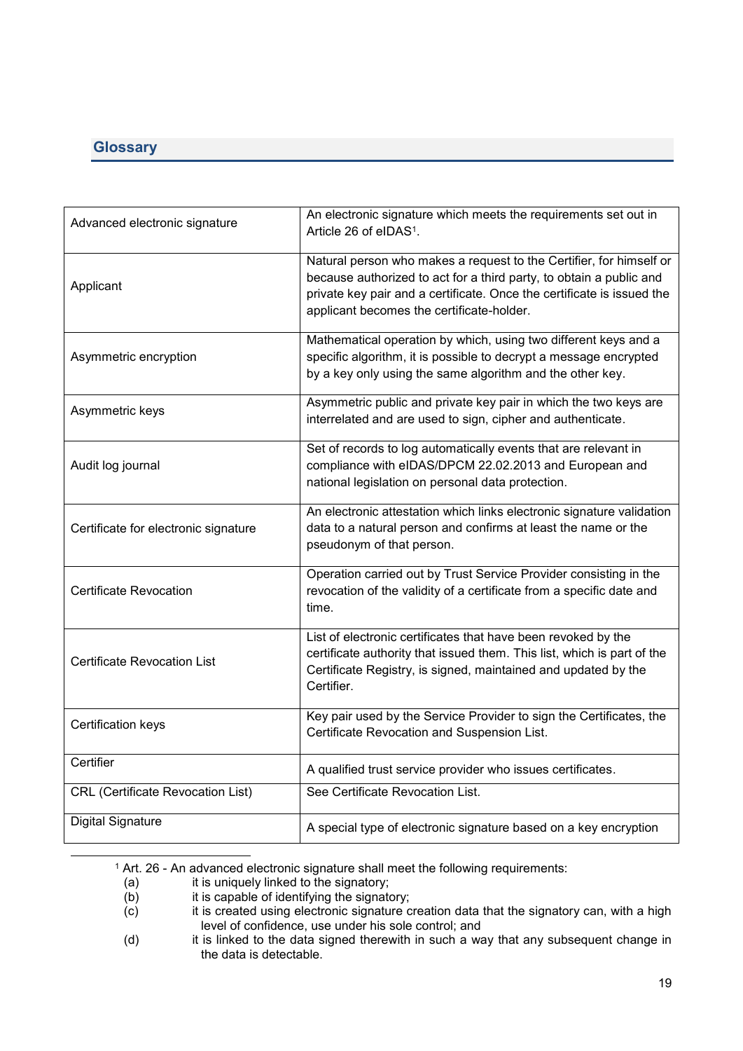## Glossary

| | |
|---|---|
| Advanced electronic signature | An electronic signature which meets the requirements set out in Article 26 of eIDAS[1]. |
| Applicant | Natural person who makes a request to the Certifier, for himself or because authorized to act for a third party, to obtain a public and private key pair and a certificate. Once the certificate is issued the applicant becomes the certificate-holder. |
| Asymmetric encryption | Mathematical operation by which, using two different keys and a specific algorithm, it is possible to decrypt a message encrypted by a key only using the same algorithm and the other key. |
| Asymmetric keys | Asymmetric public and private key pair in which the two keys are interrelated and are used to sign, cipher and authenticate. |
| Audit log journal | Set of records to log automatically events that are relevant in compliance with eIDAS/DPCM 22.02.2013 and European and national legislation on personal data protection. |
| Certificate for electronic signature | An electronic attestation which links electronic signature validation data to a natural person and confirms at least the name or the pseudonym of that person. |
| Certificate Revocation | Operation carried out by Trust Service Provider consisting in the revocation of the validity of a certificate from a specific date and time. |
| Certificate Revocation List | List of electronic certificates that have been revoked by the certificate authority that issued them. This list, which is part of the Certificate Registry, is signed, maintained and updated by the Certifier. |
| Certification keys | Key pair used by the Service Provider to sign the Certificates, the Certificate Revocation and Suspension List. |
| Certifier | A qualified trust service provider who issues certificates. |
| CRL (Certificate Revocation List) | See Certificate Revocation List. |
| Digital Signature | A special type of electronic signature based on a key encryption |

[1] Art. 26 - An advanced electronic signature shall meet the following requirements:
- (a) it is uniquely linked to the signatory;
- (b) it is capable of identifying the signatory;
- (c) it is created using electronic signature creation data that the signatory can, with a high level of confidence, use under his sole control; and
- (d) it is linked to the data signed therewith in such a way that any subsequent change in the data is detectable.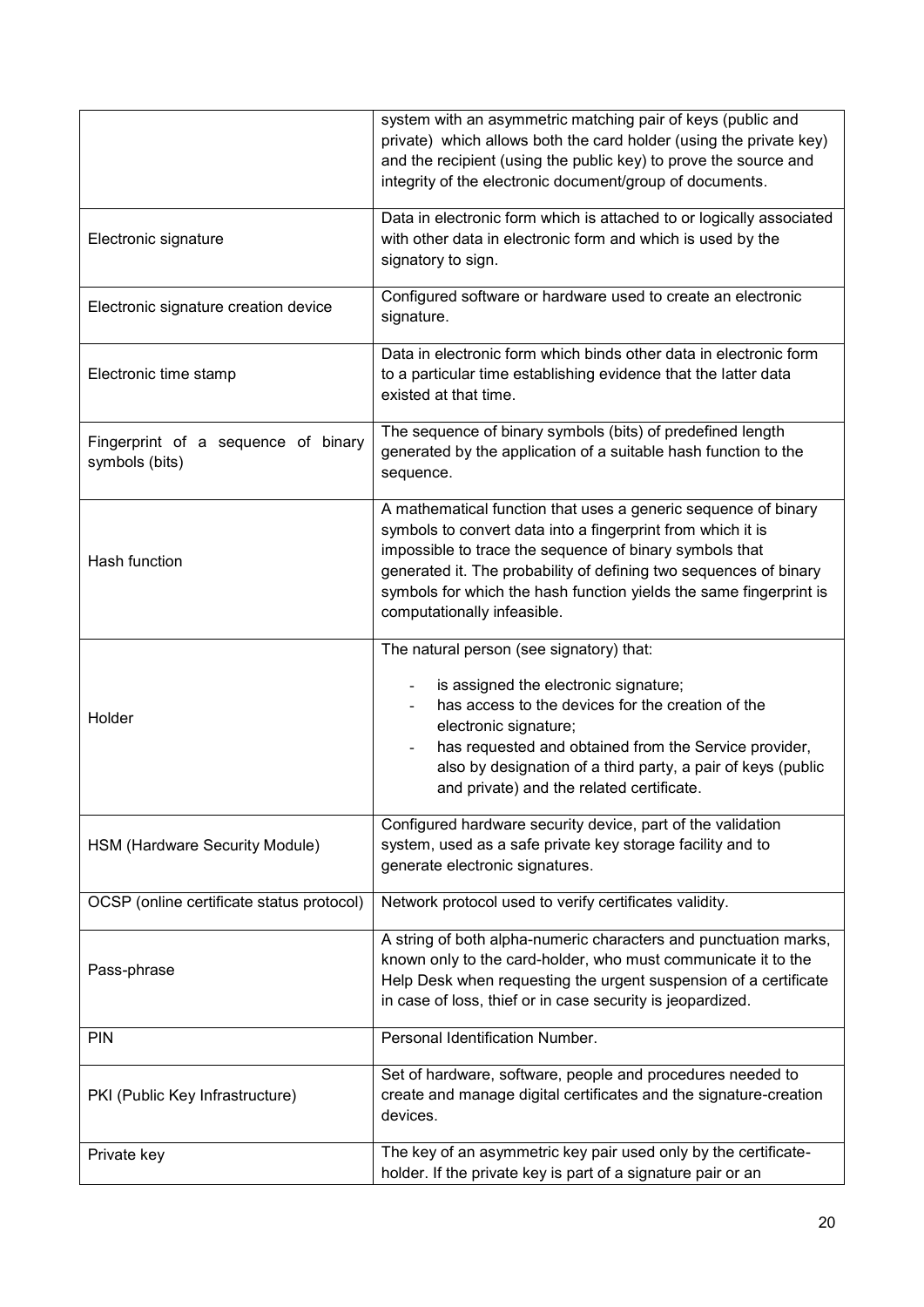| | |
|---|---|
| | system with an asymmetric matching pair of keys (public and private) which allows both the card holder (using the private key) and the recipient (using the public key) to prove the source and integrity of the electronic document/group of documents. |
| Electronic signature | Data in electronic form which is attached to or logically associated with other data in electronic form and which is used by the signatory to sign. |
| Electronic signature creation device | Configured software or hardware used to create an electronic signature. |
| Electronic time stamp | Data in electronic form which binds other data in electronic form to a particular time establishing evidence that the latter data existed at that time. |
| Fingerprint of a sequence of binary symbols (bits) | The sequence of binary symbols (bits) of predefined length generated by the application of a suitable hash function to the sequence. |
| Hash function | A mathematical function that uses a generic sequence of binary symbols to convert data into a fingerprint from which it is impossible to trace the sequence of binary symbols that generated it. The probability of defining two sequences of binary symbols for which the hash function yields the same fingerprint is computationally infeasible. |
| Holder | The natural person (see signatory) that:<br>- is assigned the electronic signature;<br>- has access to the devices for the creation of the electronic signature;<br>- has requested and obtained from the Service provider, also by designation of a third party, a pair of keys (public and private) and the related certificate. |
| HSM (Hardware Security Module) | Configured hardware security device, part of the validation system, used as a safe private key storage facility and to generate electronic signatures. |
| OCSP (online certificate status protocol) | Network protocol used to verify certificates validity. |
| Pass-phrase | A string of both alpha-numeric characters and punctuation marks, known only to the card-holder, who must communicate it to the Help Desk when requesting the urgent suspension of a certificate in case of loss, thief or in case security is jeopardized. |
| PIN | Personal Identification Number. |
| PKI (Public Key Infrastructure) | Set of hardware, software, people and procedures needed to create and manage digital certificates and the signature-creation devices. |
| Private key | The key of an asymmetric key pair used only by the certificate-holder. If the private key is part of a signature pair or an |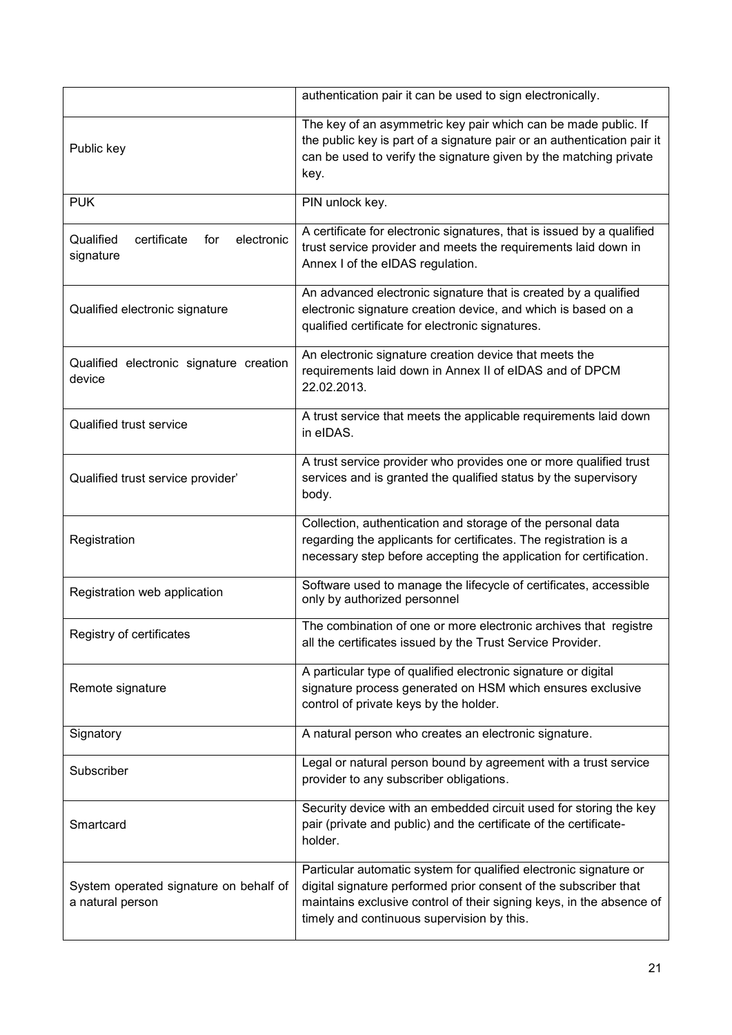| | |
|---|---|
| | authentication pair it can be used to sign electronically. |
| Public key | The key of an asymmetric key pair which can be made public. If the public key is part of a signature pair or an authentication pair it can be used to verify the signature given by the matching private key. |
| PUK | PIN unlock key. |
| Qualified certificate for electronic signature | A certificate for electronic signatures, that is issued by a qualified trust service provider and meets the requirements laid down in Annex I of the eIDAS regulation. |
| Qualified electronic signature | An advanced electronic signature that is created by a qualified electronic signature creation device, and which is based on a qualified certificate for electronic signatures. |
| Qualified electronic signature creation device | An electronic signature creation device that meets the requirements laid down in Annex II of eIDAS and of DPCM 22.02.2013. |
| Qualified trust service | A trust service that meets the applicable requirements laid down in eIDAS. |
| Qualified trust service provider' | A trust service provider who provides one or more qualified trust services and is granted the qualified status by the supervisory body. |
| Registration | Collection, authentication and storage of the personal data regarding the applicants for certificates. The registration is a necessary step before accepting the application for certification. |
| Registration web application | Software used to manage the lifecycle of certificates, accessible only by authorized personnel |
| Registry of certificates | The combination of one or more electronic archives that registre all the certificates issued by the Trust Service Provider. |
| Remote signature | A particular type of qualified electronic signature or digital signature process generated on HSM which ensures exclusive control of private keys by the holder. |
| Signatory | A natural person who creates an electronic signature. |
| Subscriber | Legal or natural person bound by agreement with a trust service provider to any subscriber obligations. |
| Smartcard | Security device with an embedded circuit used for storing the key pair (private and public) and the certificate of the certificate-holder. |
| System operated signature on behalf of a natural person | Particular automatic system for qualified electronic signature or digital signature performed prior consent of the subscriber that maintains exclusive control of their signing keys, in the absence of timely and continuous supervision by this. |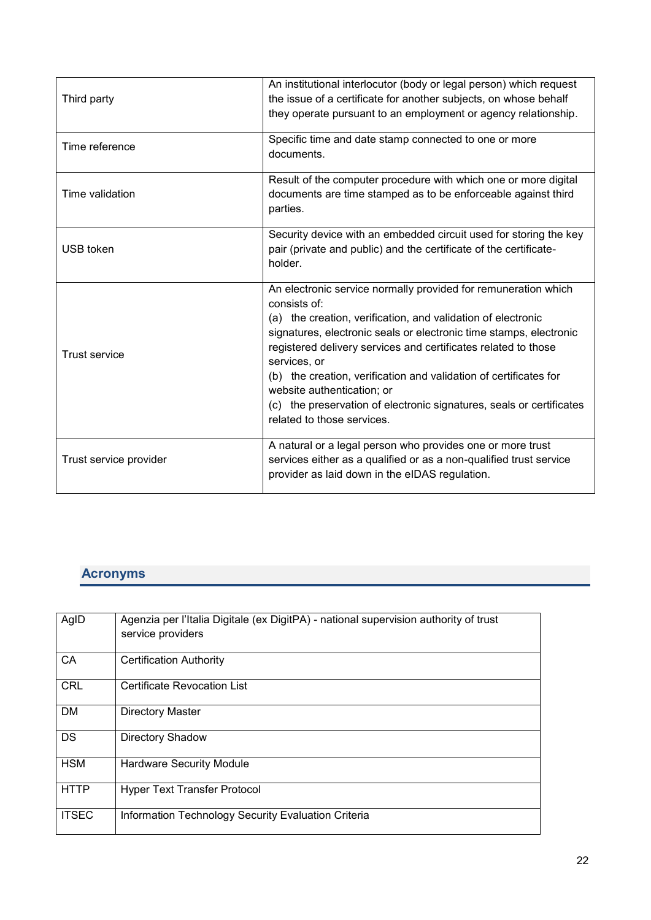| | |
|---|---|
| Third party | An institutional interlocutor (body or legal person) which request the issue of a certificate for another subjects, on whose behalf they operate pursuant to an employment or agency relationship. |
| Time reference | Specific time and date stamp connected to one or more documents. |
| Time validation | Result of the computer procedure with which one or more digital documents are time stamped as to be enforceable against third parties. |
| USB token | Security device with an embedded circuit used for storing the key pair (private and public) and the certificate of the certificate-holder. |
| Trust service | An electronic service normally provided for remuneration which consists of:<br>(a) the creation, verification, and validation of electronic signatures, electronic seals or electronic time stamps, electronic registered delivery services and certificates related to those services, or<br>(b) the creation, verification and validation of certificates for website authentication; or<br>(c) the preservation of electronic signatures, seals or certificates related to those services. |
| Trust service provider | A natural or a legal person who provides one or more trust services either as a qualified or as a non-qualified trust service provider as laid down in the eIDAS regulation. |

## Acronyms

| | |
|---|---|
| AgID | Agenzia per l'Italia Digitale (ex DigitPA) - national supervision authority of trust service providers |
| CA | Certification Authority |
| CRL | Certificate Revocation List |
| DM | Directory Master |
| DS | Directory Shadow |
| HSM | Hardware Security Module |
| HTTP | Hyper Text Transfer Protocol |
| ITSEC | Information Technology Security Evaluation Criteria |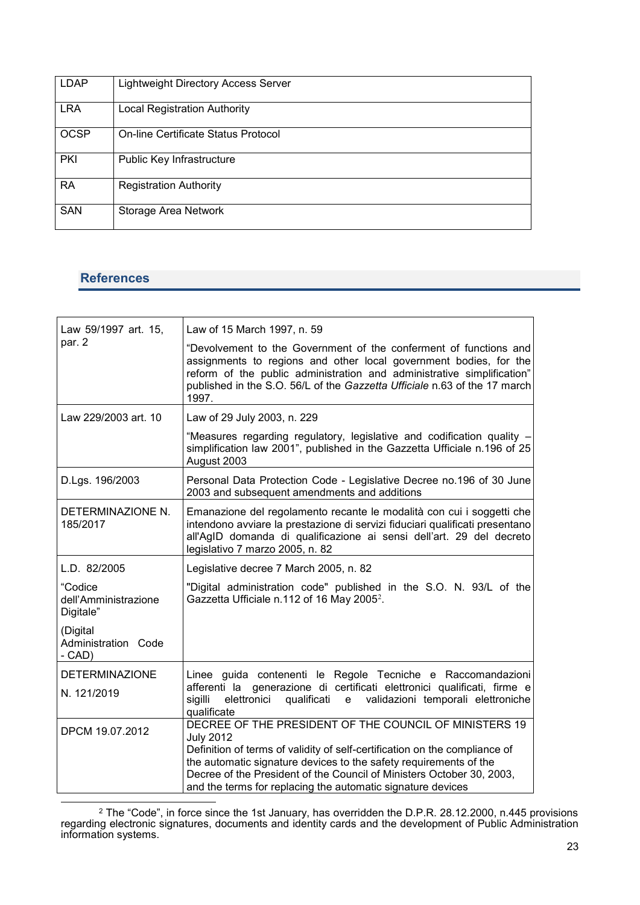| | |
|---|---|
| LDAP | Lightweight Directory Access Server |
| LRA | Local Registration Authority |
| OCSP | On-line Certificate Status Protocol |
| PKI | Public Key Infrastructure |
| RA | Registration Authority |
| SAN | Storage Area Network |

## References

| | |
|---|---|
| Law 59/1997 art. 15, par. 2 | Law of 15 March 1997, n. 59<br>"Devolvement to the Government of the conferment of functions and assignments to regions and other local government bodies, for the reform of the public administration and administrative simplification" published in the S.O. 56/L of the *Gazzetta Ufficiale* n.63 of the 17 march 1997. |
| Law 229/2003 art. 10 | Law of 29 July 2003, n. 229<br>"Measures regarding regulatory, legislative and codification quality – simplification law 2001", published in the Gazzetta Ufficiale n.196 of 25 August 2003 |
| D.Lgs. 196/2003 | Personal Data Protection Code - Legislative Decree no.196 of 30 June 2003 and subsequent amendments and additions |
| DETERMINAZIONE N. 185/2017 | Emanazione del regolamento recante le modalità con cui i soggetti che intendono avviare la prestazione di servizi fiduciari qualificati presentano all'AgID domanda di qualificazione ai sensi dell'art. 29 del decreto legislativo 7 marzo 2005, n. 82 |
| L.D. 82/2005<br>"Codice dell'Amministrazione Digitale"<br>(Digital Administration Code - CAD) | Legislative decree 7 March 2005, n. 82<br>"Digital administration code" published in the S.O. N. 93/L of the Gazzetta Ufficiale n.112 of 16 May 2005[2]. |
| DETERMINAZIONE<br>N. 121/2019 | Linee guida contenenti le Regole Tecniche e Raccomandazioni afferenti la generazione di certificati elettronici qualificati, firme e sigilli elettronici qualificati e validazioni temporali elettroniche qualificate |
| DPCM 19.07.2012 | DECREE OF THE PRESIDENT OF THE COUNCIL OF MINISTERS 19 July 2012<br>Definition of terms of validity of self-certification on the compliance of the automatic signature devices to the safety requirements of the Decree of the President of the Council of Ministers October 30, 2003, and the terms for replacing the automatic signature devices |

[2] The "Code", in force since the 1st January, has overridden the D.P.R. 28.12.2000, n.445 provisions regarding electronic signatures, documents and identity cards and the development of Public Administration information systems.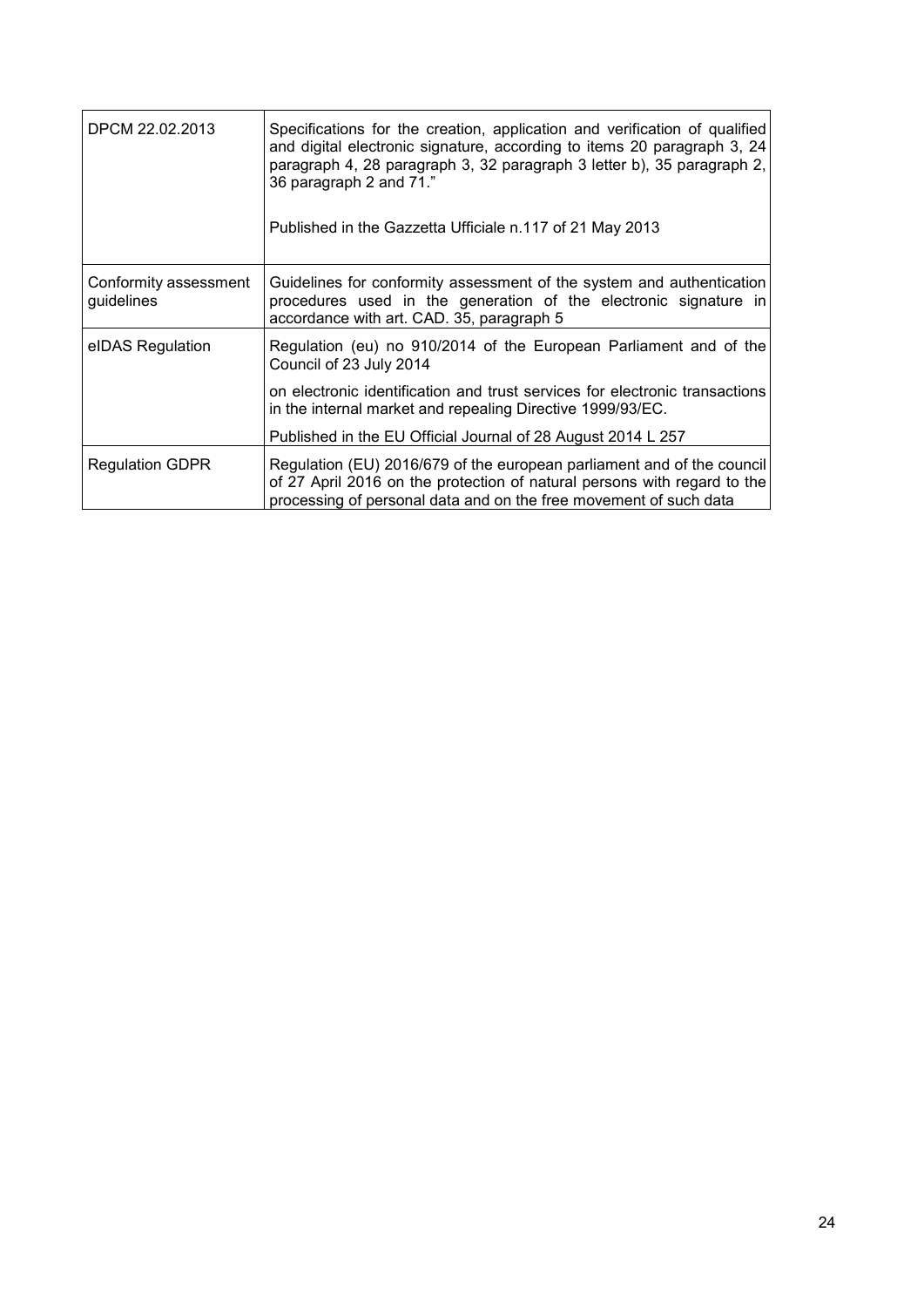| | |
|---|---|
| DPCM 22.02.2013 | Specifications for the creation, application and verification of qualified and digital electronic signature, according to items 20 paragraph 3, 24 paragraph 4, 28 paragraph 3, 32 paragraph 3 letter b), 35 paragraph 2, 36 paragraph 2 and 71."<br><br>Published in the Gazzetta Ufficiale n.117 of 21 May 2013 |
| Conformity assessment guidelines | Guidelines for conformity assessment of the system and authentication procedures used in the generation of the electronic signature in accordance with art. CAD. 35, paragraph 5 |
| eIDAS Regulation | Regulation (eu) no 910/2014 of the European Parliament and of the Council of 23 July 2014<br><br>on electronic identification and trust services for electronic transactions in the internal market and repealing Directive 1999/93/EC.<br><br>Published in the EU Official Journal of 28 August 2014 L 257 |
| Regulation GDPR | Regulation (EU) 2016/679 of the european parliament and of the council of 27 April 2016 on the protection of natural persons with regard to the processing of personal data and on the free movement of such data |